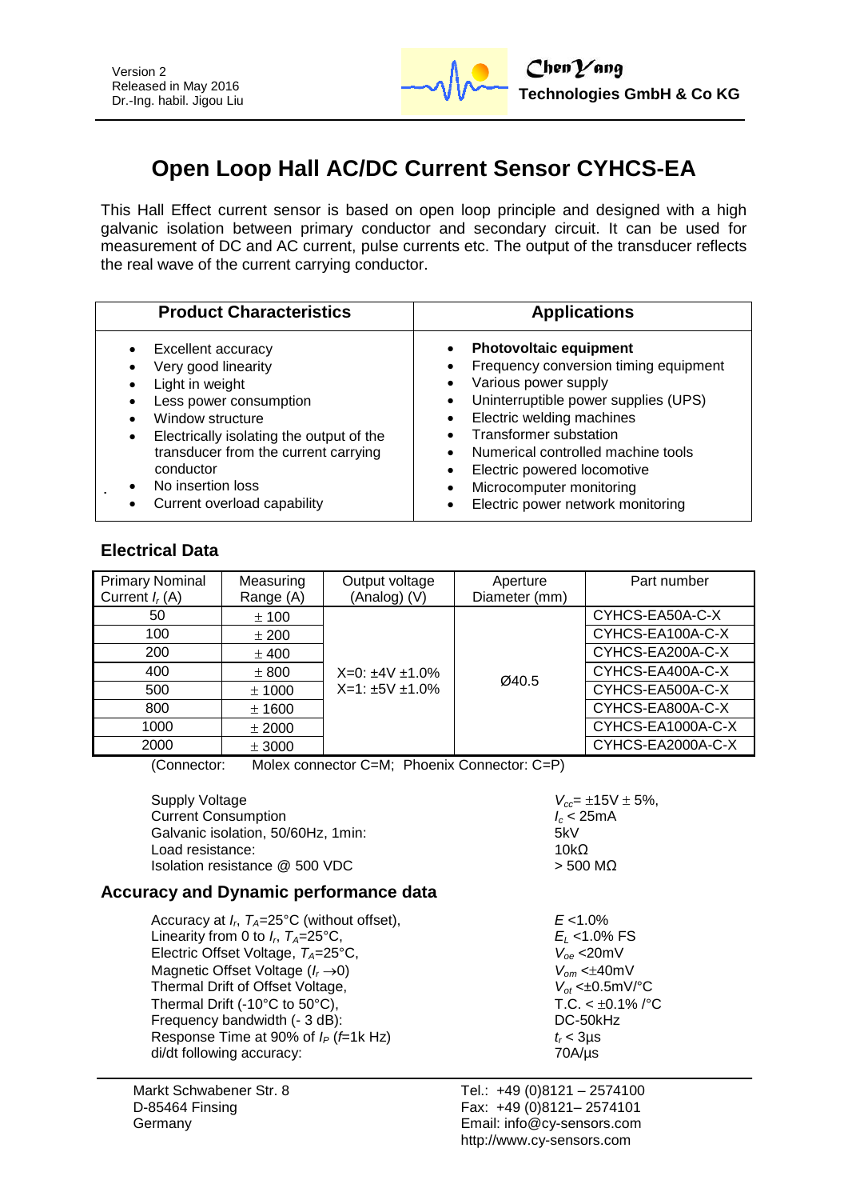Version 2
Released in May 2016
Dr.-Ing. habil. Jigou Liu

ChenYang
**Technologies GmbH & Co KG**

# Open Loop Hall AC/DC Current Sensor CYHCS-EA

This Hall Effect current sensor is based on open loop principle and designed with a high galvanic isolation between primary conductor and secondary circuit. It can be used for measurement of DC and AC current, pulse currents etc. The output of the transducer reflects the real wave of the current carrying conductor.

| Product Characteristics | Applications |
|---|---|
| • Excellent accuracy<br>• Very good linearity<br>• Light in weight<br>• Less power consumption<br>• Window structure<br>• Electrically isolating the output of the transducer from the current carrying conductor<br>• No insertion loss<br>• Current overload capability | • **Photovoltaic equipment**<br>• Frequency conversion timing equipment<br>• Various power supply<br>• Uninterruptible power supplies (UPS)<br>• Electric welding machines<br>• Transformer substation<br>• Numerical controlled machine tools<br>• Electric powered locomotive<br>• Microcomputer monitoring<br>• Electric power network monitoring |

## Electrical Data

| Primary Nominal Current $I_r$ (A) | Measuring Range (A) | Output voltage (Analog) (V) | Aperture Diameter (mm) | Part number |
|---|---|---|---|---|
| 50 | ± 100 | X=0: ±4V ±1.0%<br>X=1: ±5V ±1.0% | Ø40.5 | CYHCS-EA50A-C-X |
| 100 | ± 200 | | | CYHCS-EA100A-C-X |
| 200 | ± 400 | | | CYHCS-EA200A-C-X |
| 400 | ± 800 | | | CYHCS-EA400A-C-X |
| 500 | ± 1000 | | | CYHCS-EA500A-C-X |
| 800 | ± 1600 | | | CYHCS-EA800A-C-X |
| 1000 | ± 2000 | | | CYHCS-EA1000A-C-X |
| 2000 | ± 3000 | | | CYHCS-EA2000A-C-X |

(Connector: Molex connector C=M; Phoenix Connector: C=P)

| | |
|---|---|
| Supply Voltage | $V_{cc}$= ±15V ± 5%, |
| Current Consumption | $I_c$ < 25mA |
| Galvanic isolation, 50/60Hz, 1min: | 5kV |
| Load resistance: | 10kΩ |
| Isolation resistance @ 500 VDC | > 500 MΩ |

## Accuracy and Dynamic performance data

| | |
|---|---|
| Accuracy at $I_r$, $T_A$=25°C (without offset), | $E$ <1.0% |
| Linearity from 0 to $I_r$, $T_A$=25°C, | $E_L$ <1.0% FS |
| Electric Offset Voltage, $T_A$=25°C, | $V_{oe}$ <20mV |
| Magnetic Offset Voltage ($I_r \rightarrow 0$) | $V_{om}$ <±40mV |
| Thermal Drift of Offset Voltage, | $V_{ot}$ <±0.5mV/°C |
| Thermal Drift (-10°C to 50°C), | T.C. < ±0.1% /°C |
| Frequency bandwidth (- 3 dB): | DC-50kHz |
| Response Time at 90% of $I_P$ ($f$=1k Hz) | $t_r$ < 3µs |
| di/dt following accuracy: | 70A/µs |

Markt Schwabener Str. 8
D-85464 Finsing
Germany

Tel.: +49 (0)8121 – 2574100
Fax: +49 (0)8121– 2574101
Email: info@cy-sensors.com
http://www.cy-sensors.com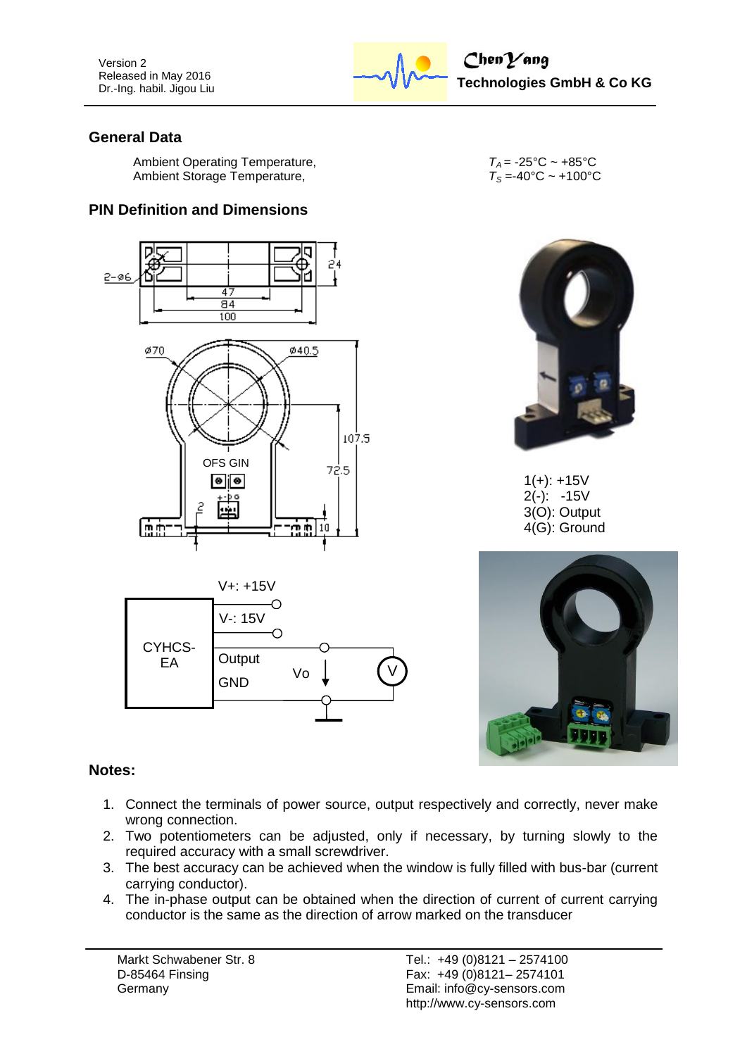## General Data

Ambient Operating Temperature, $T_A$ = -25°C ~ +85°C
Ambient Storage Temperature, $T_S$ =-40°C ~ +100°C

## PIN Definition and Dimensions

2-Ø6
47
84
100
24
Ø70
Ø40.5
107.5
72.5
OFS GIN
10

1(+): +15V
2(-): -15V
3(O): Output
4(G): Ground

V+: +15V
V-: 15V
CYHCS-EA
Output
GND
Vo
V

## Notes:

1. Connect the terminals of power source, output respectively and correctly, never make wrong connection.
2. Two potentiometers can be adjusted, only if necessary, by turning slowly to the required accuracy with a small screwdriver.
3. The best accuracy can be achieved when the window is fully filled with bus-bar (current carrying conductor).
4. The in-phase output can be obtained when the direction of current of current carrying conductor is the same as the direction of arrow marked on the transducer